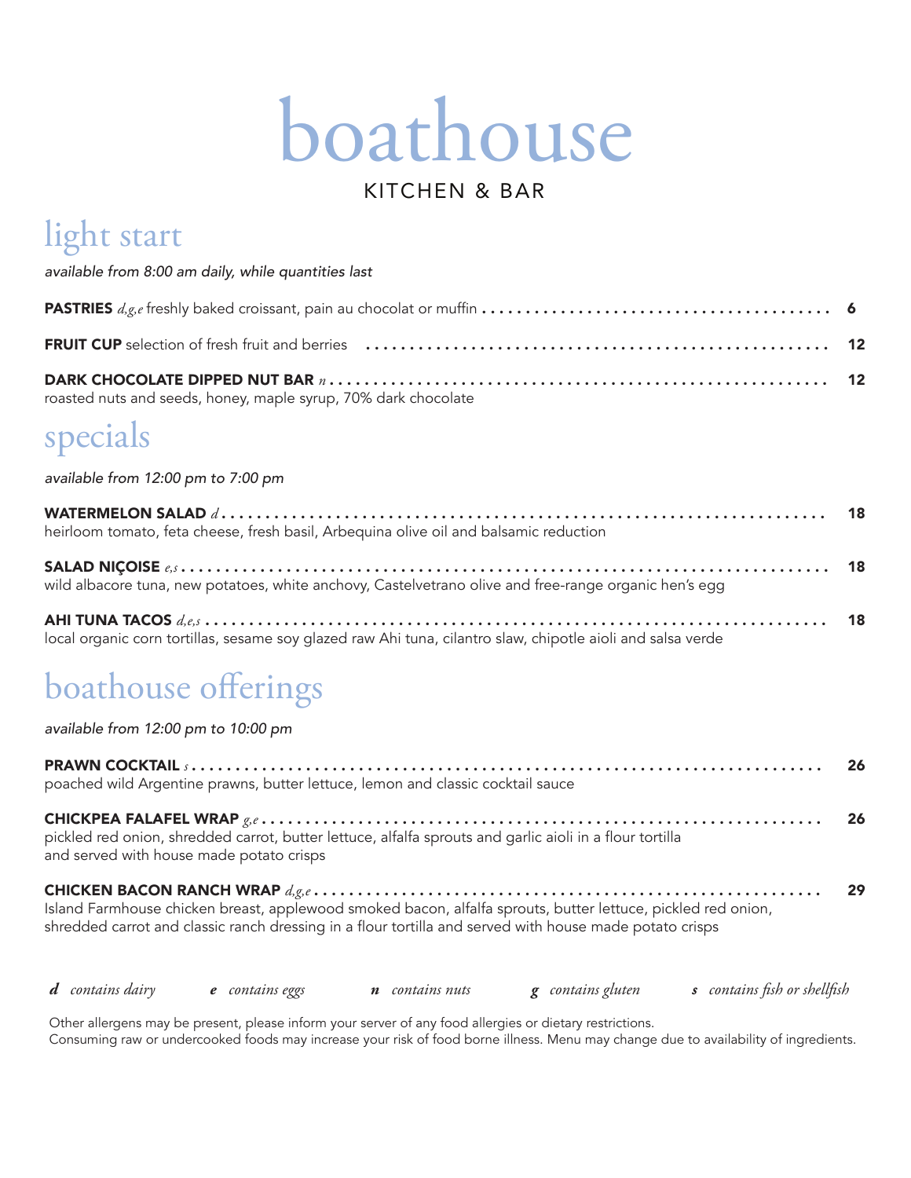# boathouse

KITCHEN & BAR

## light start

*available from 8:00 am daily, while quantities last*

**PASTRIES** *d,g,e* freshly baked croissant, pain au chocolat or muffin . . . . . 6

**FRUIT CUP** selection of fresh fruit and berries . . . . . 12

**DARK CHOCOLATE DIPPED NUT BAR** *n* . . . . . 12
roasted nuts and seeds, honey, maple syrup, 70% dark chocolate

## specials

*available from 12:00 pm to 7:00 pm*

**WATERMELON SALAD** *d* . . . . . 18
heirloom tomato, feta cheese, fresh basil, Arbequina olive oil and balsamic reduction

**SALAD NIÇOISE** *e,s* . . . . . 18
wild albacore tuna, new potatoes, white anchovy, Castelvetrano olive and free-range organic hen's egg

**AHI TUNA TACOS** *d,e,s* . . . . . 18
local organic corn tortillas, sesame soy glazed raw Ahi tuna, cilantro slaw, chipotle aioli and salsa verde

## boathouse offerings

*available from 12:00 pm to 10:00 pm*

**PRAWN COCKTAIL** *s* . . . . . 26
poached wild Argentine prawns, butter lettuce, lemon and classic cocktail sauce

**CHICKPEA FALAFEL WRAP** *g,e* . . . . . 26
pickled red onion, shredded carrot, butter lettuce, alfalfa sprouts and garlic aioli in a flour tortilla and served with house made potato crisps

**CHICKEN BACON RANCH WRAP** *d,g,e* . . . . . 29
Island Farmhouse chicken breast, applewood smoked bacon, alfalfa sprouts, butter lettuce, pickled red onion, shredded carrot and classic ranch dressing in a flour tortilla and served with house made potato crisps

***d*** *contains dairy* ***e*** *contains eggs* ***n*** *contains nuts* ***g*** *contains gluten* ***s*** *contains fish or shellfish*

Other allergens may be present, please inform your server of any food allergies or dietary restrictions.
Consuming raw or undercooked foods may increase your risk of food borne illness. Menu may change due to availability of ingredients.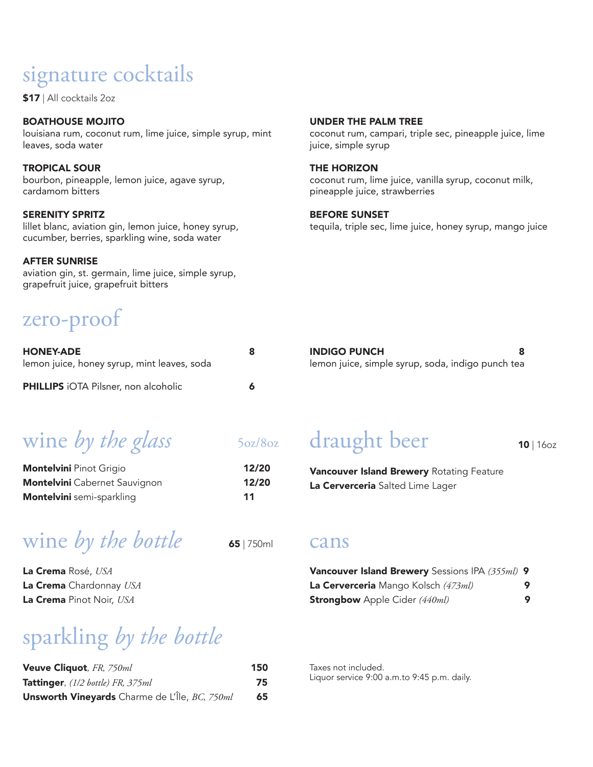# signature cocktails

**$17** | All cocktails 2oz

**BOATHOUSE MOJITO**
louisiana rum, coconut rum, lime juice, simple syrup, mint leaves, soda water

**TROPICAL SOUR**
bourbon, pineapple, lemon juice, agave syrup, cardamom bitters

**SERENITY SPRITZ**
lillet blanc, aviation gin, lemon juice, honey syrup, cucumber, berries, sparkling wine, soda water

**AFTER SUNRISE**
aviation gin, st. germain, lime juice, simple syrup, grapefruit juice, grapefruit bitters

**UNDER THE PALM TREE**
coconut rum, campari, triple sec, pineapple juice, lime juice, simple syrup

**THE HORIZON**
coconut rum, lime juice, vanilla syrup, coconut milk, pineapple juice, strawberries

**BEFORE SUNSET**
tequila, triple sec, lime juice, honey syrup, mango juice

# zero-proof

**HONEY-ADE** 8
lemon juice, honey syrup, mint leaves, soda

**PHILLIPS** iOTA Pilsner, non alcoholic 6

**INDIGO PUNCH** 8
lemon juice, simple syrup, soda, indigo punch tea

# wine *by the glass*

| | 5oz/8oz |
|---|---|
| **Montelvini** Pinot Grigio | 12/20 |
| **Montelvini** Cabernet Sauvignon | 12/20 |
| **Montelvini** semi-sparkling | 11 |

# wine *by the bottle*

**65** | 750ml

**La Crema** Rosé, *USA*
**La Crema** Chardonnay *USA*
**La Crema** Pinot Noir, *USA*

# sparkling *by the bottle*

| | |
|---|---|
| **Veuve Cliquot**, *FR, 750ml* | 150 |
| **Tattinger**, *(1/2 bottle) FR, 375ml* | 75 |
| **Unsworth Vineyards** Charme de L'Île, *BC, 750ml* | 65 |

# draught beer

**10** | 16oz

**Vancouver Island Brewery** Rotating Feature
**La Cerverceria** Salted Lime Lager

# cans

| | |
|---|---|
| **Vancouver Island Brewery** Sessions IPA *(355ml)* | 9 |
| **La Cerverceria** Mango Kolsch *(473ml)* | 9 |
| **Strongbow** Apple Cider *(440ml)* | 9 |

Taxes not included.
Liquor service 9:00 a.m.to 9:45 p.m. daily.